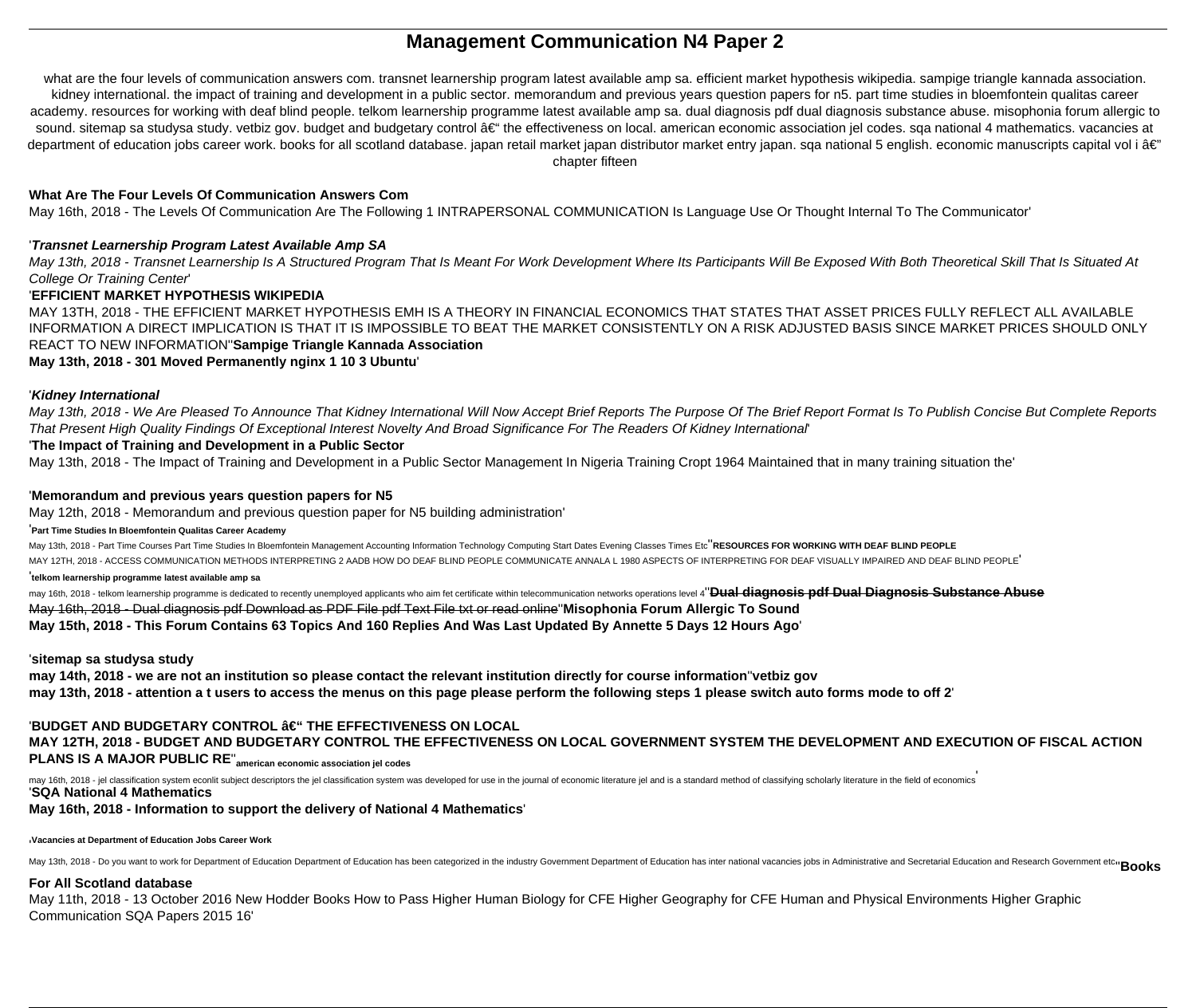# Management Communication N4 Paper 2

what are the four levels of communication answers com. transnet learnership program latest available amp sa. efficient market hypothesis wikipedia. sampige triangle kannada association. kidney international. the impact of training and development in a public sector. memorandum and previous years question papers for n5. part time studies in bloemfontein qualitas career academy. resources for working with deaf blind people. telkom learnership programme latest available amp sa. dual diagnosis pdf dual diagnosis substance abuse. misophonia forum allergic to sound. sitemap sa studysa study. vetbiz gov. budget and budgetary control â€“ the effectiveness on local. american economic association jel codes. sqa national 4 mathematics. vacancies at department of education jobs career work. books for all scotland database. japan retail market japan distributor market entry japan. sqa national 5 english. economic manuscripts capital vol i â€" chapter fifteen

**What Are The Four Levels Of Communication Answers Com**

May 16th, 2018 - The Levels Of Communication Are The Following 1 INTRAPERSONAL COMMUNICATION Is Language Use Or Thought Internal To The Communicator'

'***Transnet Learnership Program Latest Available Amp SA***

*May 13th, 2018 - Transnet Learnership Is A Structured Program That Is Meant For Work Development Where Its Participants Will Be Exposed With Both Theoretical Skill That Is Situated At College Or Training Center*'

'**EFFICIENT MARKET HYPOTHESIS WIKIPEDIA**

MAY 13TH, 2018 - THE EFFICIENT MARKET HYPOTHESIS EMH IS A THEORY IN FINANCIAL ECONOMICS THAT STATES THAT ASSET PRICES FULLY REFLECT ALL AVAILABLE INFORMATION A DIRECT IMPLICATION IS THAT IT IS IMPOSSIBLE TO BEAT THE MARKET CONSISTENTLY ON A RISK ADJUSTED BASIS SINCE MARKET PRICES SHOULD ONLY REACT TO NEW INFORMATION''**Sampige Triangle Kannada Association**

**May 13th, 2018 - 301 Moved Permanently nginx 1 10 3 Ubuntu**'

'***Kidney International***

*May 13th, 2018 - We Are Pleased To Announce That Kidney International Will Now Accept Brief Reports The Purpose Of The Brief Report Format Is To Publish Concise But Complete Reports That Present High Quality Findings Of Exceptional Interest Novelty And Broad Significance For The Readers Of Kidney International*'

'**The Impact of Training and Development in a Public Sector**

May 13th, 2018 - The Impact of Training and Development in a Public Sector Management In Nigeria Training Cropt 1964 Maintained that in many training situation the'

'**Memorandum and previous years question papers for N5**

May 12th, 2018 - Memorandum and previous question paper for N5 building administration'

'**Part Time Studies In Bloemfontein Qualitas Career Academy**

May 13th, 2018 - Part Time Courses Part Time Studies In Bloemfontein Management Accounting Information Technology Computing Start Dates Evening Classes Times Etc''**RESOURCES FOR WORKING WITH DEAF BLIND PEOPLE**

MAY 12TH, 2018 - ACCESS COMMUNICATION METHODS INTERPRETING 2 AADB HOW DO DEAF BLIND PEOPLE COMMUNICATE ANNALA L 1980 ASPECTS OF INTERPRETING FOR DEAF VISUALLY IMPAIRED AND DEAF BLIND PEOPLE'

'**telkom learnership programme latest available amp sa**

may 16th, 2018 - telkom learnership programme is dedicated to recently unemployed applicants who aim fet certificate within telecommunication networks operations level 4''**Dual diagnosis pdf Dual Diagnosis Substance Abuse**

May 16th, 2018 - Dual diagnosis pdf Download as PDF File pdf Text File txt or read online''**Misophonia Forum Allergic To Sound**

**May 15th, 2018 - This Forum Contains 63 Topics And 160 Replies And Was Last Updated By Annette 5 Days 12 Hours Ago**'

'**sitemap sa studysa study**

**may 14th, 2018 - we are not an institution so please contact the relevant institution directly for course information**''**vetbiz gov**

**may 13th, 2018 - attention a t users to access the menus on this page please perform the following steps 1 please switch auto forms mode to off 2**'

'**BUDGET AND BUDGETARY CONTROL â€“ THE EFFECTIVENESS ON LOCAL**

**MAY 12TH, 2018 - BUDGET AND BUDGETARY CONTROL THE EFFECTIVENESS ON LOCAL GOVERNMENT SYSTEM THE DEVELOPMENT AND EXECUTION OF FISCAL ACTION PLANS IS A MAJOR PUBLIC RE**''**american economic association jel codes**

may 16th, 2018 - jel classification system econlit subject descriptors the jel classification system was developed for use in the journal of economic literature jel and is a standard method of classifying scholarly literature in the field of economics'

'**SQA National 4 Mathematics**

**May 16th, 2018 - Information to support the delivery of National 4 Mathematics**'

'**Vacancies at Department of Education Jobs Career Work**

May 13th, 2018 - Do you want to work for Department of Education Department of Education has been categorized in the industry Government Department of Education has inter national vacancies jobs in Administrative and Secretarial Education and Research Government etc''**Books For All Scotland database**

May 11th, 2018 - 13 October 2016 New Hodder Books How to Pass Higher Human Biology for CFE Higher Geography for CFE Human and Physical Environments Higher Graphic Communication SQA Papers 2015 16'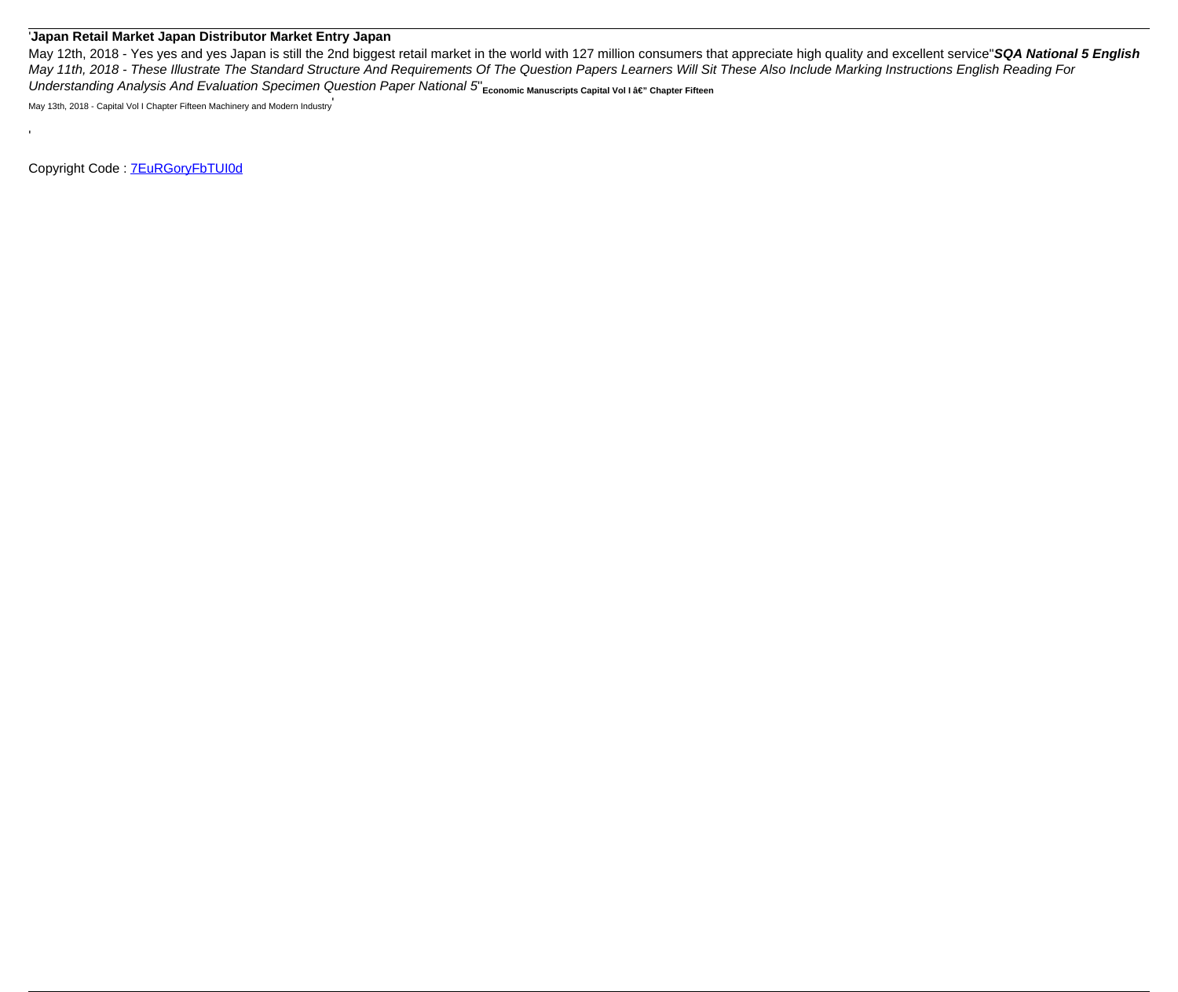'**Japan Retail Market Japan Distributor Market Entry Japan**

May 12th, 2018 - Yes yes and yes Japan is still the 2nd biggest retail market in the world with 127 million consumers that appreciate high quality and excellent service''***SQA National 5 English***
*May 11th, 2018 - These Illustrate The Standard Structure And Requirements Of The Question Papers Learners Will Sit These Also Include Marking Instructions English Reading For Understanding Analysis And Evaluation Specimen Question Paper National 5*''**Economic Manuscripts Capital Vol I â€" Chapter Fifteen**

May 13th, 2018 - Capital Vol I Chapter Fifteen Machinery and Modern Industry'

'

Copyright Code : 7EuRGoryFbTUI0d